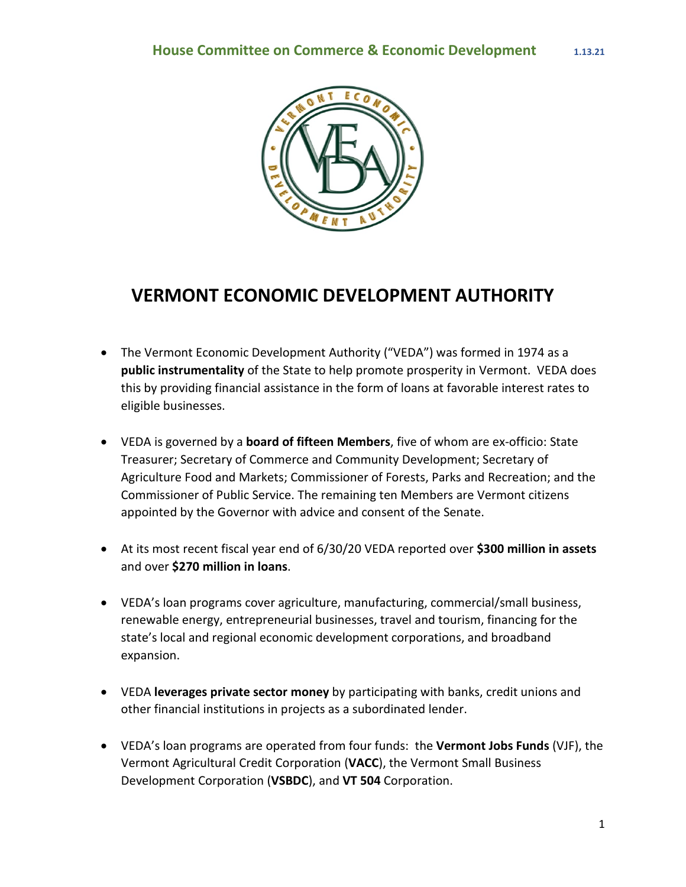House Committee on Commerce & Economic Development 1.13.21

# VERMONT ECONOMIC DEVELOPMENT AUTHORITY

- The Vermont Economic Development Authority ("VEDA") was formed in 1974 as a **public instrumentality** of the State to help promote prosperity in Vermont. VEDA does this by providing financial assistance in the form of loans at favorable interest rates to eligible businesses.

- VEDA is governed by a **board of fifteen Members**, five of whom are ex-officio: State Treasurer; Secretary of Commerce and Community Development; Secretary of Agriculture Food and Markets; Commissioner of Forests, Parks and Recreation; and the Commissioner of Public Service. The remaining ten Members are Vermont citizens appointed by the Governor with advice and consent of the Senate.

- At its most recent fiscal year end of 6/30/20 VEDA reported over **$300 million in assets** and over **$270 million in loans**.

- VEDA's loan programs cover agriculture, manufacturing, commercial/small business, renewable energy, entrepreneurial businesses, travel and tourism, financing for the state's local and regional economic development corporations, and broadband expansion.

- VEDA **leverages private sector money** by participating with banks, credit unions and other financial institutions in projects as a subordinated lender.

- VEDA's loan programs are operated from four funds: the **Vermont Jobs Funds** (VJF), the Vermont Agricultural Credit Corporation (**VACC**), the Vermont Small Business Development Corporation (**VSBDC**), and **VT 504** Corporation.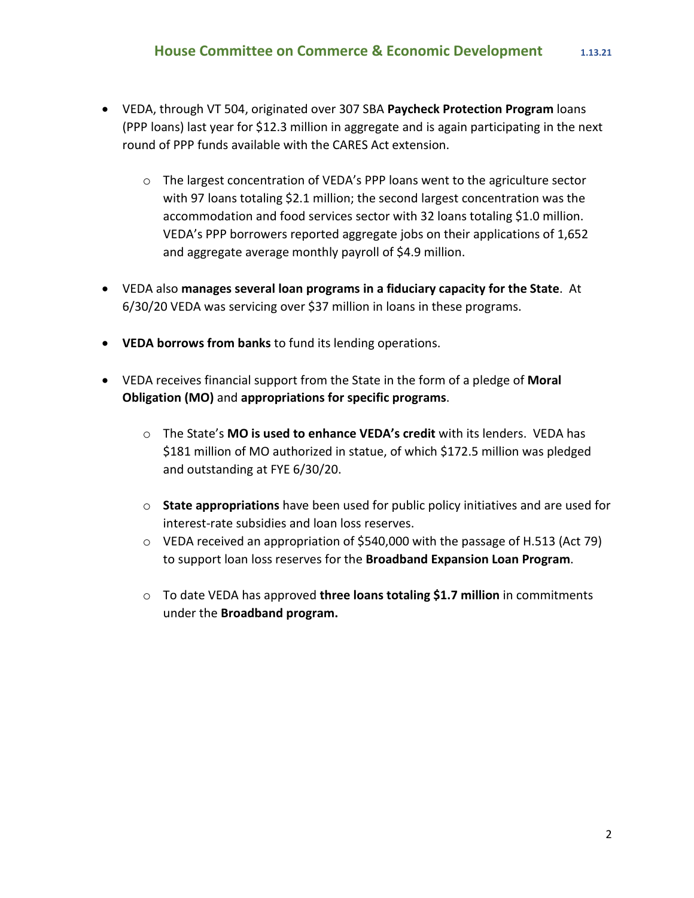- VEDA, through VT 504, originated over 307 SBA **Paycheck Protection Program** loans (PPP loans) last year for $12.3 million in aggregate and is again participating in the next round of PPP funds available with the CARES Act extension.

  - The largest concentration of VEDA's PPP loans went to the agriculture sector with 97 loans totaling $2.1 million; the second largest concentration was the accommodation and food services sector with 32 loans totaling $1.0 million. VEDA's PPP borrowers reported aggregate jobs on their applications of 1,652 and aggregate average monthly payroll of $4.9 million.

- VEDA also **manages several loan programs in a fiduciary capacity for the State**. At 6/30/20 VEDA was servicing over $37 million in loans in these programs.

- **VEDA borrows from banks** to fund its lending operations.

- VEDA receives financial support from the State in the form of a pledge of **Moral Obligation (MO)** and **appropriations for specific programs**.

  - The State's **MO is used to enhance VEDA's credit** with its lenders. VEDA has $181 million of MO authorized in statue, of which $172.5 million was pledged and outstanding at FYE 6/30/20.

  - **State appropriations** have been used for public policy initiatives and are used for interest-rate subsidies and loan loss reserves.
  - VEDA received an appropriation of $540,000 with the passage of H.513 (Act 79) to support loan loss reserves for the **Broadband Expansion Loan Program**.

  - To date VEDA has approved **three loans totaling $1.7 million** in commitments under the **Broadband program.**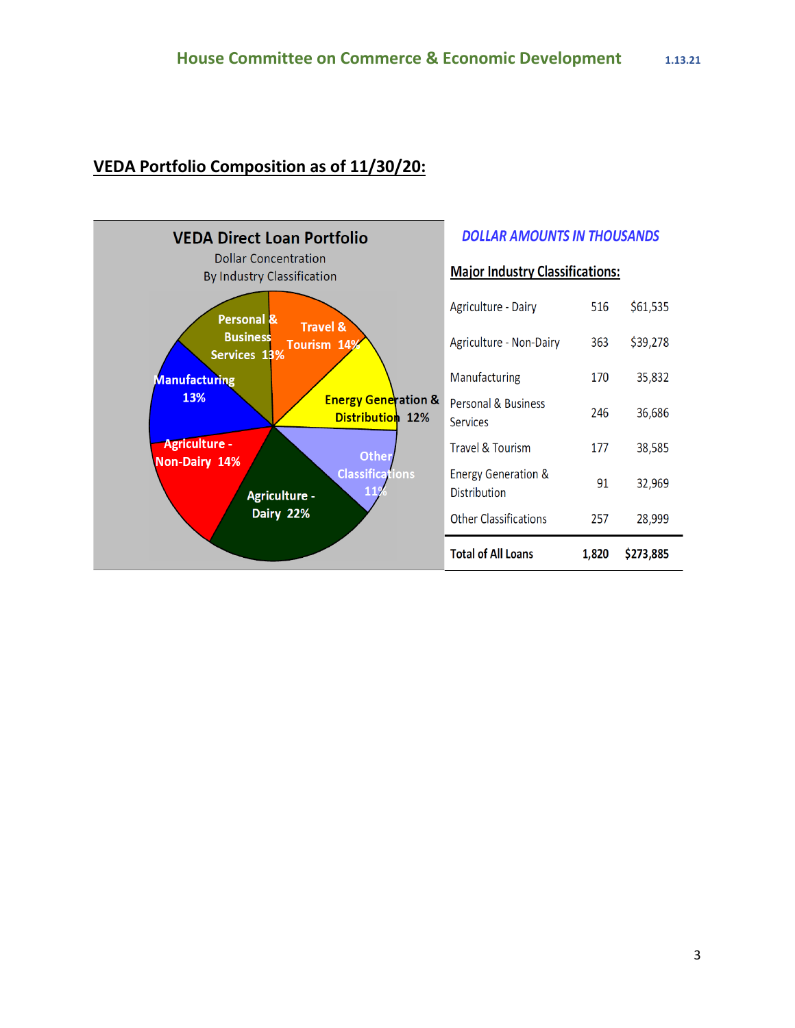## VEDA Portfolio Composition as of 11/30/20:

VEDA Direct Loan Portfolio

Dollar Concentration

By Industry Classification

Personal & Business Services 13%

Travel & Tourism 14%

Manufacturing 13%

Energy Generation & Distribution 12%

Agriculture - Non-Dairy 14%

Other Classifications 11%

Agriculture - Dairy 22%

*DOLLAR AMOUNTS IN THOUSANDS*

**Major Industry Classifications:**

| | | |
|---|---|---|
| Agriculture - Dairy | 516 | $61,535 |
| Agriculture - Non-Dairy | 363 | $39,278 |
| Manufacturing | 170 | 35,832 |
| Personal & Business Services | 246 | 36,686 |
| Travel & Tourism | 177 | 38,585 |
| Energy Generation & Distribution | 91 | 32,969 |
| Other Classifications | 257 | 28,999 |
| **Total of All Loans** | **1,820** | **$273,885** |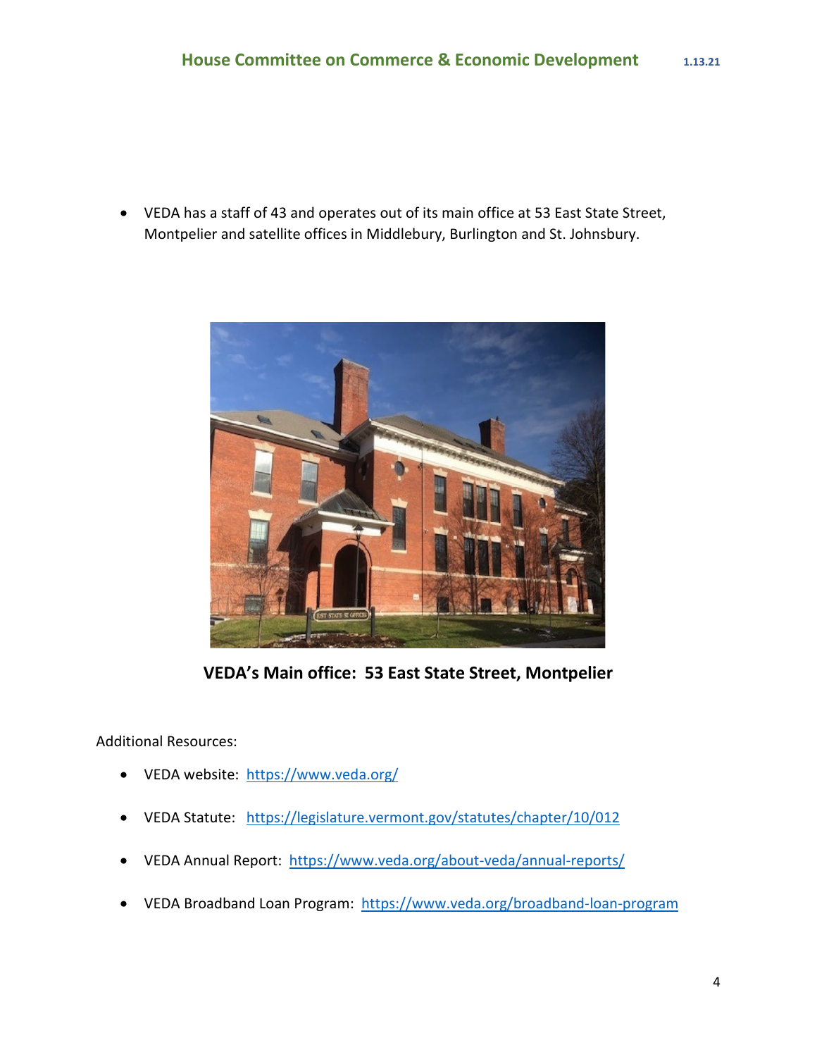- VEDA has a staff of 43 and operates out of its main office at 53 East State Street, Montpelier and satellite offices in Middlebury, Burlington and St. Johnsbury.

**VEDA's Main office: 53 East State Street, Montpelier**

Additional Resources:

- VEDA website: https://www.veda.org/
- VEDA Statute: https://legislature.vermont.gov/statutes/chapter/10/012
- VEDA Annual Report: https://www.veda.org/about-veda/annual-reports/
- VEDA Broadband Loan Program: https://www.veda.org/broadband-loan-program